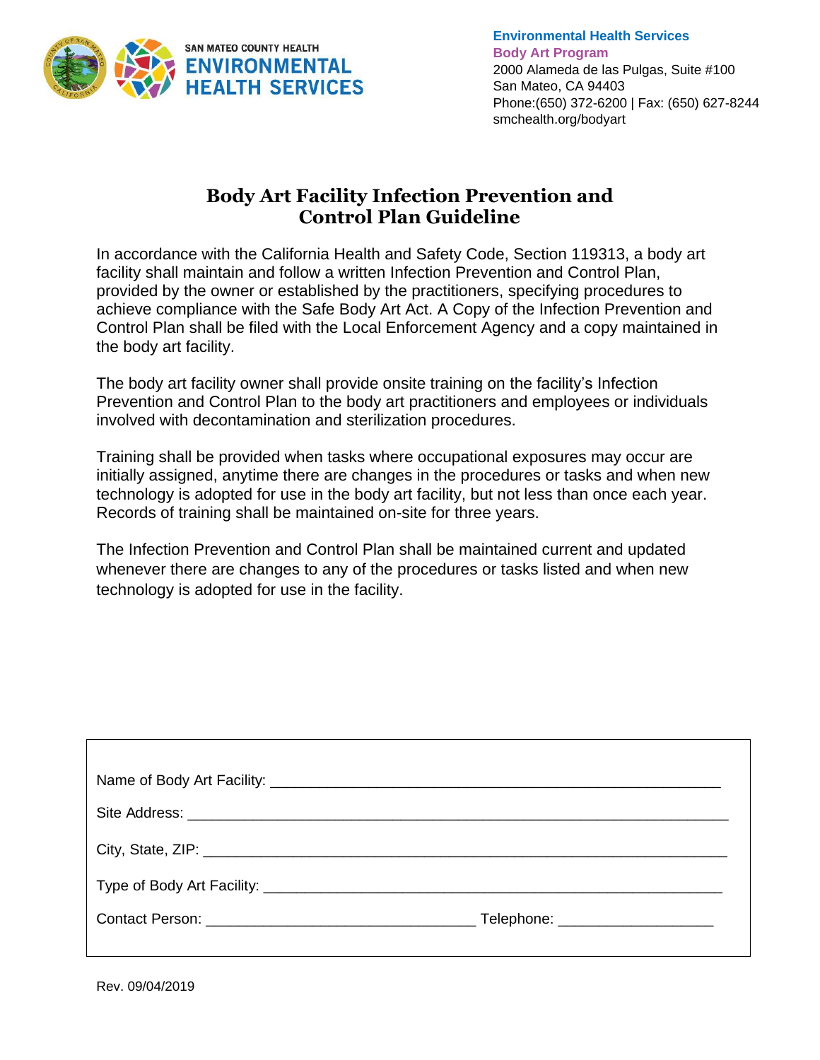SAN MATEO COUNTY HEALTH
ENVIRONMENTAL HEALTH SERVICES

**Environmental Health Services**
**Body Art Program**
2000 Alameda de las Pulgas, Suite #100
San Mateo, CA 94403
Phone:(650) 372-6200 | Fax: (650) 627-8244
smchealth.org/bodyart

# Body Art Facility Infection Prevention and Control Plan Guideline

In accordance with the California Health and Safety Code, Section 119313, a body art facility shall maintain and follow a written Infection Prevention and Control Plan, provided by the owner or established by the practitioners, specifying procedures to achieve compliance with the Safe Body Art Act. A Copy of the Infection Prevention and Control Plan shall be filed with the Local Enforcement Agency and a copy maintained in the body art facility.

The body art facility owner shall provide onsite training on the facility's Infection Prevention and Control Plan to the body art practitioners and employees or individuals involved with decontamination and sterilization procedures.

Training shall be provided when tasks where occupational exposures may occur are initially assigned, anytime there are changes in the procedures or tasks and when new technology is adopted for use in the body art facility, but not less than once each year. Records of training shall be maintained on-site for three years.

The Infection Prevention and Control Plan shall be maintained current and updated whenever there are changes to any of the procedures or tasks listed and when new technology is adopted for use in the facility.

Name of Body Art Facility: ______________________________

Site Address: ______________________________

City, State, ZIP: ______________________________

Type of Body Art Facility: ______________________________

Contact Person: ____________________ Telephone: ______________

Rev. 09/04/2019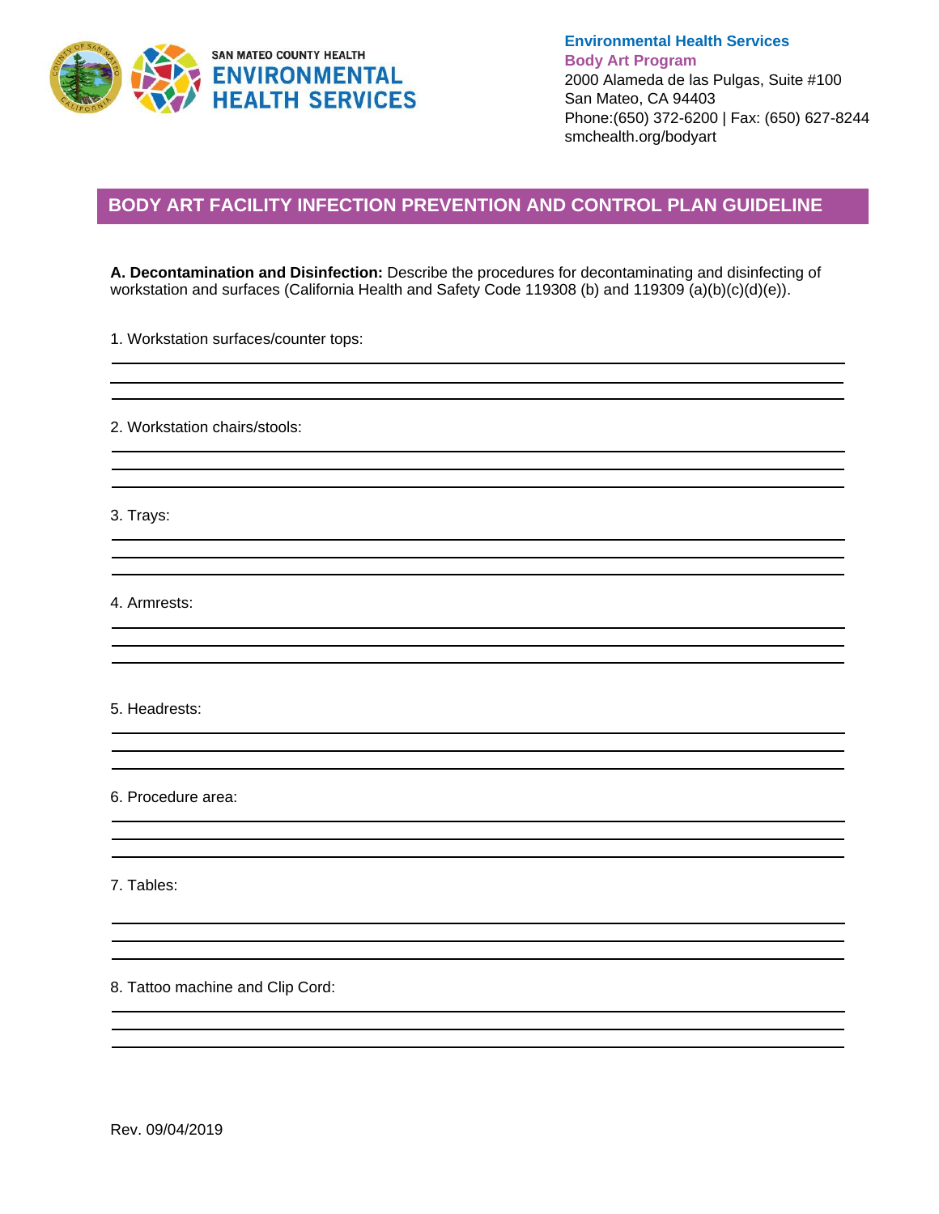Environmental Health Services
Body Art Program
2000 Alameda de las Pulgas, Suite #100
San Mateo, CA 94403
Phone:(650) 372-6200 | Fax: (650) 627-8244
smchealth.org/bodyart

# BODY ART FACILITY INFECTION PREVENTION AND CONTROL PLAN GUIDELINE

**A. Decontamination and Disinfection:** Describe the procedures for decontaminating and disinfecting of workstation and surfaces (California Health and Safety Code 119308 (b) and 119309 (a)(b)(c)(d)(e)).

1. Workstation surfaces/counter tops:

_______________________________________________

_______________________________________________

_______________________________________________

2. Workstation chairs/stools:

_______________________________________________

_______________________________________________

_______________________________________________

3. Trays:

_______________________________________________

_______________________________________________

_______________________________________________

4. Armrests:

_______________________________________________

_______________________________________________

_______________________________________________

5. Headrests:

_______________________________________________

_______________________________________________

_______________________________________________

6. Procedure area:

_______________________________________________

_______________________________________________

_______________________________________________

7. Tables:

_______________________________________________

_______________________________________________

_______________________________________________

8. Tattoo machine and Clip Cord:

_______________________________________________

_______________________________________________

_______________________________________________

Rev. 09/04/2019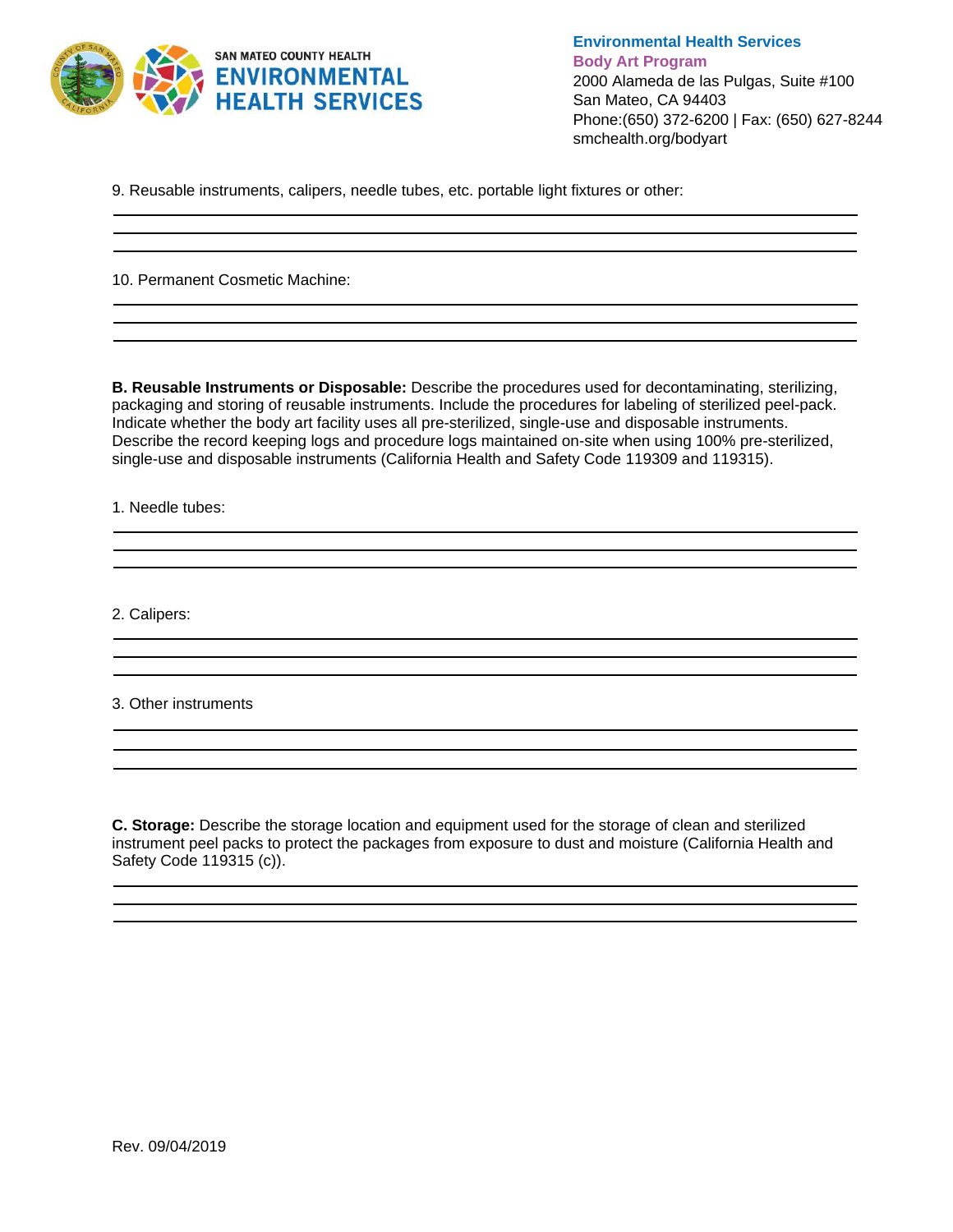9. Reusable instruments, calipers, needle tubes, etc. portable light fixtures or other:

10. Permanent Cosmetic Machine:

**B. Reusable Instruments or Disposable:** Describe the procedures used for decontaminating, sterilizing, packaging and storing of reusable instruments. Include the procedures for labeling of sterilized peel-pack. Indicate whether the body art facility uses all pre-sterilized, single-use and disposable instruments. Describe the record keeping logs and procedure logs maintained on-site when using 100% pre-sterilized, single-use and disposable instruments (California Health and Safety Code 119309 and 119315).

1. Needle tubes:

2. Calipers:

3. Other instruments

**C. Storage:** Describe the storage location and equipment used for the storage of clean and sterilized instrument peel packs to protect the packages from exposure to dust and moisture (California Health and Safety Code 119315 (c)).

Rev. 09/04/2019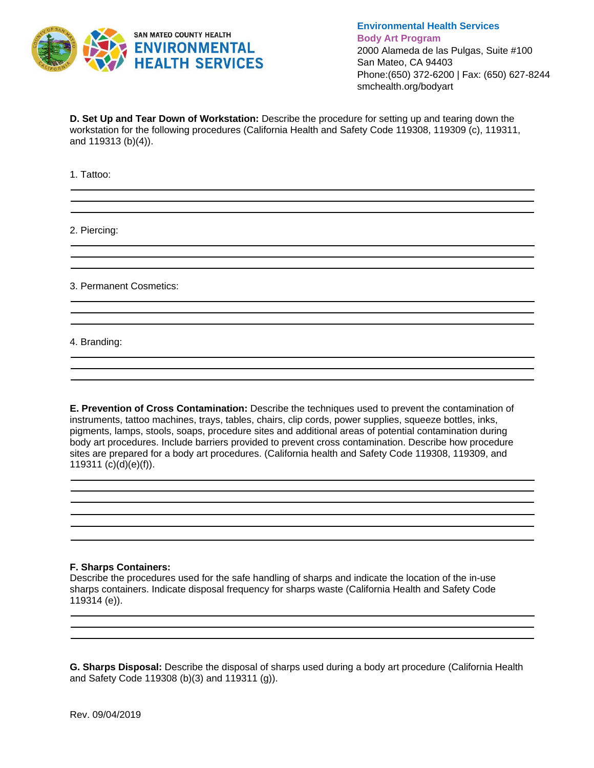**D. Set Up and Tear Down of Workstation:** Describe the procedure for setting up and tearing down the workstation for the following procedures (California Health and Safety Code 119308, 119309 (c), 119311, and 119313 (b)(4)).

1. Tattoo:

2. Piercing:

3. Permanent Cosmetics:

4. Branding:

**E. Prevention of Cross Contamination:** Describe the techniques used to prevent the contamination of instruments, tattoo machines, trays, tables, chairs, clip cords, power supplies, squeeze bottles, inks, pigments, lamps, stools, soaps, procedure sites and additional areas of potential contamination during body art procedures. Include barriers provided to prevent cross contamination. Describe how procedure sites are prepared for a body art procedures. (California health and Safety Code 119308, 119309, and 119311 (c)(d)(e)(f)).

**F. Sharps Containers:**
Describe the procedures used for the safe handling of sharps and indicate the location of the in-use sharps containers. Indicate disposal frequency for sharps waste (California Health and Safety Code 119314 (e)).

**G. Sharps Disposal:** Describe the disposal of sharps used during a body art procedure (California Health and Safety Code 119308 (b)(3) and 119311 (g)).

Rev. 09/04/2019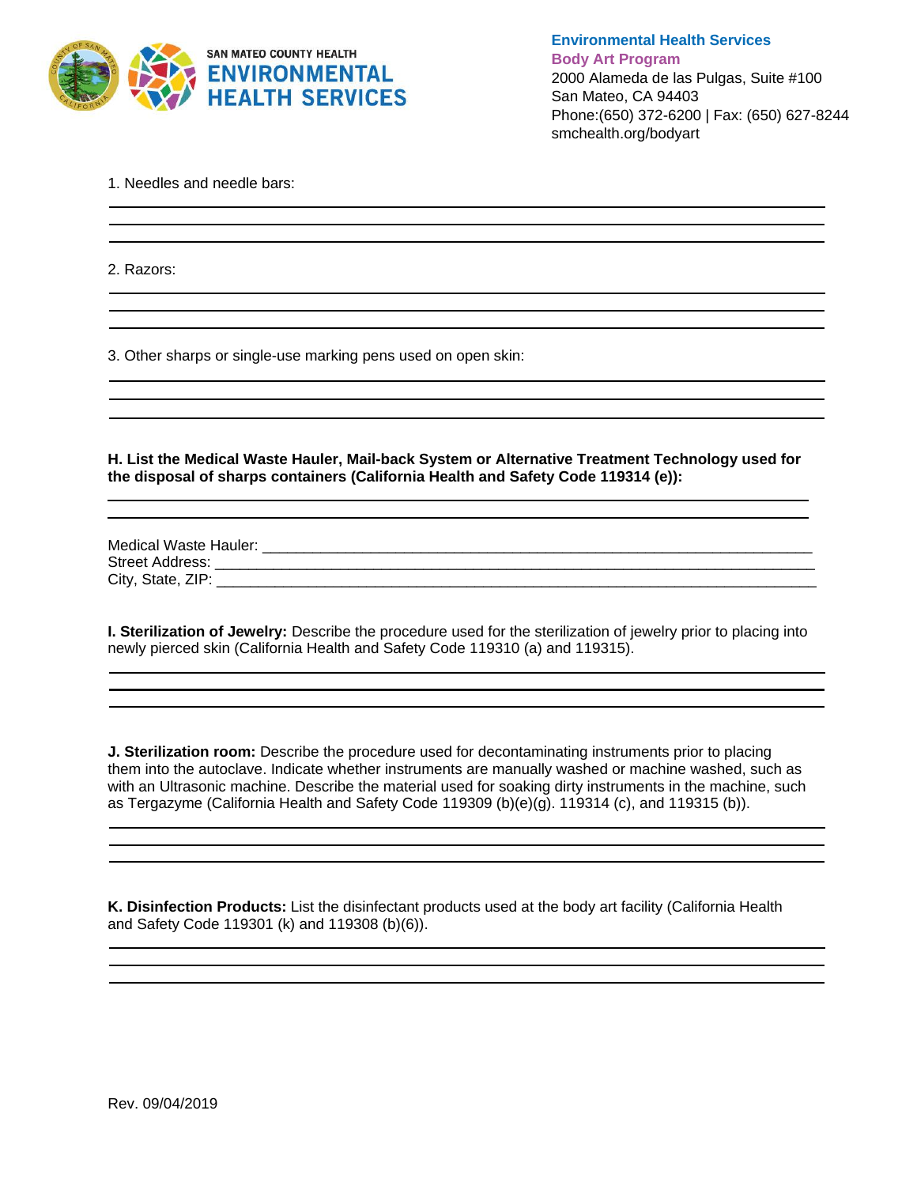1. Needles and needle bars:

2. Razors:

3. Other sharps or single-use marking pens used on open skin:

**H. List the Medical Waste Hauler, Mail-back System or Alternative Treatment Technology used for the disposal of sharps containers (California Health and Safety Code 119314 (e)):**

Medical Waste Hauler: ___________________________________________________________________
Street Address: ________________________________________________________________________
City, State, ZIP: _______________________________________________________________________

**I. Sterilization of Jewelry:** Describe the procedure used for the sterilization of jewelry prior to placing into newly pierced skin (California Health and Safety Code 119310 (a) and 119315).

**J. Sterilization room:** Describe the procedure used for decontaminating instruments prior to placing them into the autoclave. Indicate whether instruments are manually washed or machine washed, such as with an Ultrasonic machine. Describe the material used for soaking dirty instruments in the machine, such as Tergazyme (California Health and Safety Code 119309 (b)(e)(g). 119314 (c), and 119315 (b)).

**K. Disinfection Products:** List the disinfectant products used at the body art facility (California Health and Safety Code 119301 (k) and 119308 (b)(6)).

Rev. 09/04/2019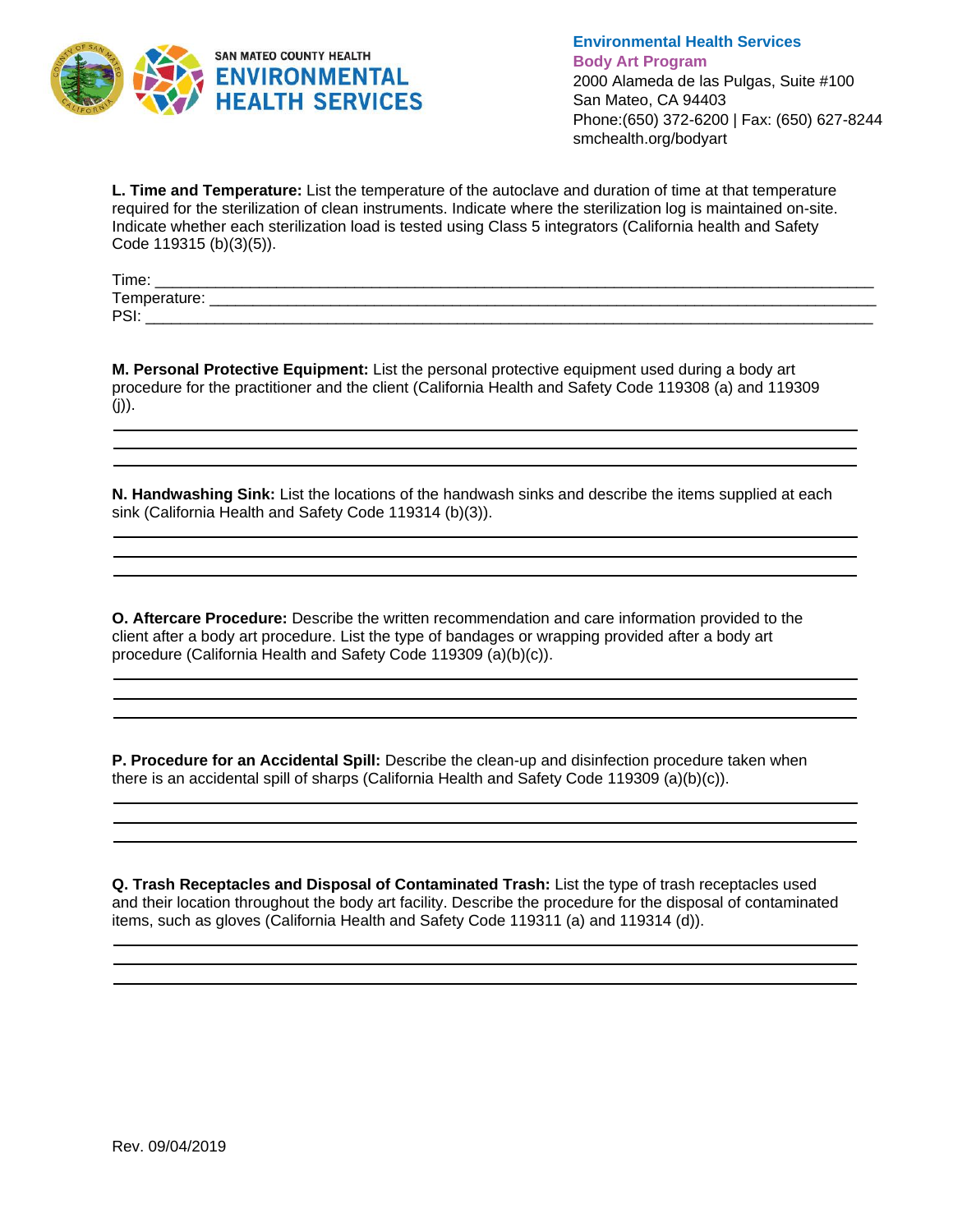**L. Time and Temperature:** List the temperature of the autoclave and duration of time at that temperature required for the sterilization of clean instruments. Indicate where the sterilization log is maintained on-site. Indicate whether each sterilization load is tested using Class 5 integrators (California health and Safety Code 119315 (b)(3)(5)).

Time: ___________________________________________________________________________

Temperature: _____________________________________________________________________

PSI: ____________________________________________________________________________

**M. Personal Protective Equipment:** List the personal protective equipment used during a body art procedure for the practitioner and the client (California Health and Safety Code 119308 (a) and 119309 (j)).

______________________________________________________________________________

______________________________________________________________________________

______________________________________________________________________________

**N. Handwashing Sink:** List the locations of the handwash sinks and describe the items supplied at each sink (California Health and Safety Code 119314 (b)(3)).

______________________________________________________________________________

______________________________________________________________________________

______________________________________________________________________________

**O. Aftercare Procedure:** Describe the written recommendation and care information provided to the client after a body art procedure. List the type of bandages or wrapping provided after a body art procedure (California Health and Safety Code 119309 (a)(b)(c)).

______________________________________________________________________________

______________________________________________________________________________

______________________________________________________________________________

**P. Procedure for an Accidental Spill:** Describe the clean-up and disinfection procedure taken when there is an accidental spill of sharps (California Health and Safety Code 119309 (a)(b)(c)).

______________________________________________________________________________

______________________________________________________________________________

______________________________________________________________________________

**Q. Trash Receptacles and Disposal of Contaminated Trash:** List the type of trash receptacles used and their location throughout the body art facility. Describe the procedure for the disposal of contaminated items, such as gloves (California Health and Safety Code 119311 (a) and 119314 (d)).

______________________________________________________________________________

______________________________________________________________________________

______________________________________________________________________________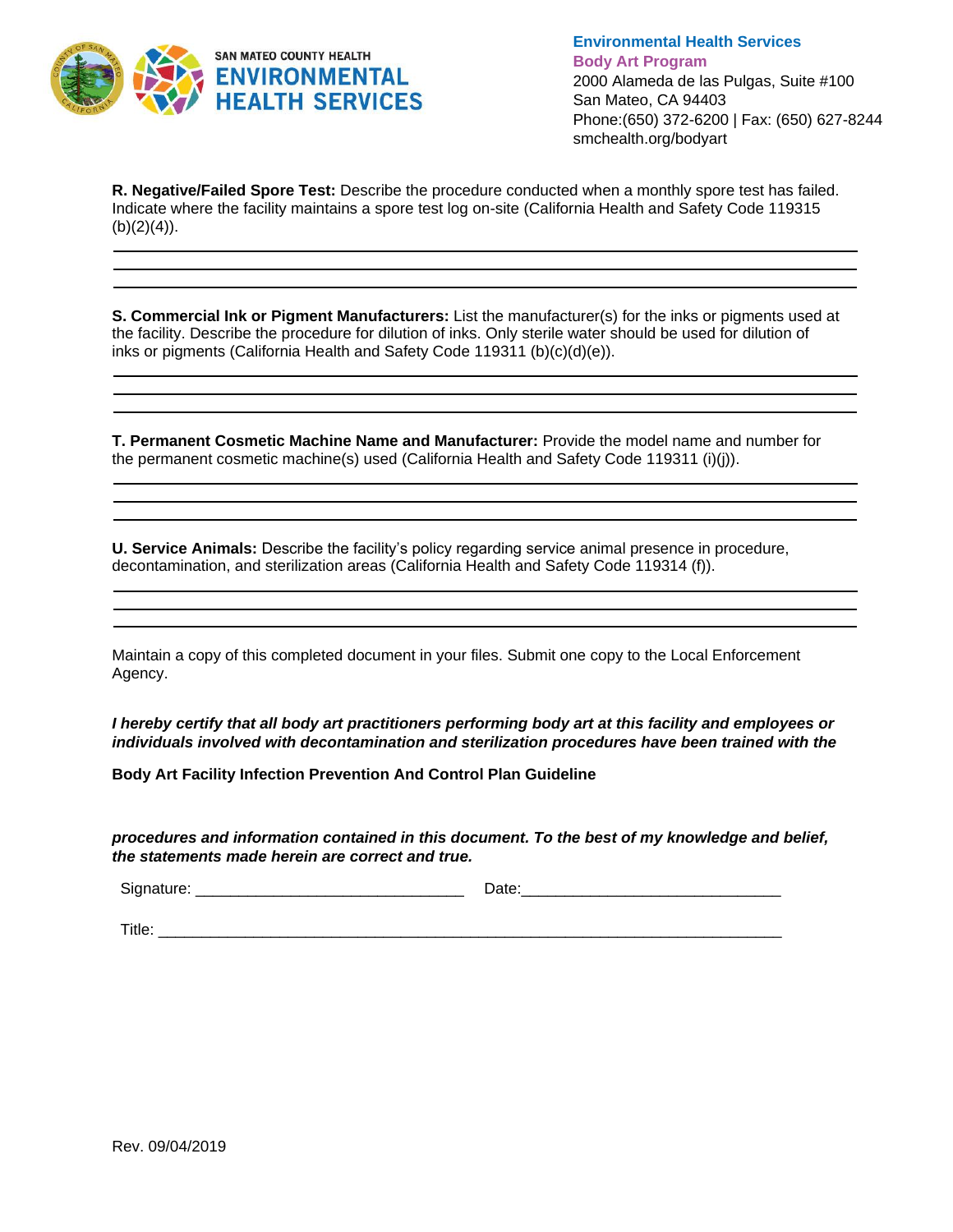**Environmental Health Services**
**Body Art Program**
2000 Alameda de las Pulgas, Suite #100
San Mateo, CA 94403
Phone:(650) 372-6200 | Fax: (650) 627-8244
smchealth.org/bodyart

**R. Negative/Failed Spore Test:** Describe the procedure conducted when a monthly spore test has failed. Indicate where the facility maintains a spore test log on-site (California Health and Safety Code 119315 (b)(2)(4)).

\_\_\_\_\_\_\_\_\_\_\_\_\_\_\_\_\_\_\_\_\_\_\_\_\_\_\_\_\_\_\_\_\_\_\_\_\_\_\_\_\_\_\_\_\_\_\_\_\_\_\_\_\_\_\_\_\_\_\_\_\_\_\_\_\_\_\_\_\_\_\_\_\_\_\_\_

\_\_\_\_\_\_\_\_\_\_\_\_\_\_\_\_\_\_\_\_\_\_\_\_\_\_\_\_\_\_\_\_\_\_\_\_\_\_\_\_\_\_\_\_\_\_\_\_\_\_\_\_\_\_\_\_\_\_\_\_\_\_\_\_\_\_\_\_\_\_\_\_\_\_\_\_

\_\_\_\_\_\_\_\_\_\_\_\_\_\_\_\_\_\_\_\_\_\_\_\_\_\_\_\_\_\_\_\_\_\_\_\_\_\_\_\_\_\_\_\_\_\_\_\_\_\_\_\_\_\_\_\_\_\_\_\_\_\_\_\_\_\_\_\_\_\_\_\_\_\_\_\_

**S. Commercial Ink or Pigment Manufacturers:** List the manufacturer(s) for the inks or pigments used at the facility. Describe the procedure for dilution of inks. Only sterile water should be used for dilution of inks or pigments (California Health and Safety Code 119311 (b)(c)(d)(e)).

\_\_\_\_\_\_\_\_\_\_\_\_\_\_\_\_\_\_\_\_\_\_\_\_\_\_\_\_\_\_\_\_\_\_\_\_\_\_\_\_\_\_\_\_\_\_\_\_\_\_\_\_\_\_\_\_\_\_\_\_\_\_\_\_\_\_\_\_\_\_\_\_\_\_\_\_

\_\_\_\_\_\_\_\_\_\_\_\_\_\_\_\_\_\_\_\_\_\_\_\_\_\_\_\_\_\_\_\_\_\_\_\_\_\_\_\_\_\_\_\_\_\_\_\_\_\_\_\_\_\_\_\_\_\_\_\_\_\_\_\_\_\_\_\_\_\_\_\_\_\_\_\_

\_\_\_\_\_\_\_\_\_\_\_\_\_\_\_\_\_\_\_\_\_\_\_\_\_\_\_\_\_\_\_\_\_\_\_\_\_\_\_\_\_\_\_\_\_\_\_\_\_\_\_\_\_\_\_\_\_\_\_\_\_\_\_\_\_\_\_\_\_\_\_\_\_\_\_\_

**T. Permanent Cosmetic Machine Name and Manufacturer:** Provide the model name and number for the permanent cosmetic machine(s) used (California Health and Safety Code 119311 (i)(j)).

\_\_\_\_\_\_\_\_\_\_\_\_\_\_\_\_\_\_\_\_\_\_\_\_\_\_\_\_\_\_\_\_\_\_\_\_\_\_\_\_\_\_\_\_\_\_\_\_\_\_\_\_\_\_\_\_\_\_\_\_\_\_\_\_\_\_\_\_\_\_\_\_\_\_\_\_

\_\_\_\_\_\_\_\_\_\_\_\_\_\_\_\_\_\_\_\_\_\_\_\_\_\_\_\_\_\_\_\_\_\_\_\_\_\_\_\_\_\_\_\_\_\_\_\_\_\_\_\_\_\_\_\_\_\_\_\_\_\_\_\_\_\_\_\_\_\_\_\_\_\_\_\_

\_\_\_\_\_\_\_\_\_\_\_\_\_\_\_\_\_\_\_\_\_\_\_\_\_\_\_\_\_\_\_\_\_\_\_\_\_\_\_\_\_\_\_\_\_\_\_\_\_\_\_\_\_\_\_\_\_\_\_\_\_\_\_\_\_\_\_\_\_\_\_\_\_\_\_\_

**U. Service Animals:** Describe the facility's policy regarding service animal presence in procedure, decontamination, and sterilization areas (California Health and Safety Code 119314 (f)).

\_\_\_\_\_\_\_\_\_\_\_\_\_\_\_\_\_\_\_\_\_\_\_\_\_\_\_\_\_\_\_\_\_\_\_\_\_\_\_\_\_\_\_\_\_\_\_\_\_\_\_\_\_\_\_\_\_\_\_\_\_\_\_\_\_\_\_\_\_\_\_\_\_\_\_\_

\_\_\_\_\_\_\_\_\_\_\_\_\_\_\_\_\_\_\_\_\_\_\_\_\_\_\_\_\_\_\_\_\_\_\_\_\_\_\_\_\_\_\_\_\_\_\_\_\_\_\_\_\_\_\_\_\_\_\_\_\_\_\_\_\_\_\_\_\_\_\_\_\_\_\_\_

\_\_\_\_\_\_\_\_\_\_\_\_\_\_\_\_\_\_\_\_\_\_\_\_\_\_\_\_\_\_\_\_\_\_\_\_\_\_\_\_\_\_\_\_\_\_\_\_\_\_\_\_\_\_\_\_\_\_\_\_\_\_\_\_\_\_\_\_\_\_\_\_\_\_\_\_

Maintain a copy of this completed document in your files. Submit one copy to the Local Enforcement Agency.

***I hereby certify that all body art practitioners performing body art at this facility and employees or individuals involved with decontamination and sterilization procedures have been trained with the***

**Body Art Facility Infection Prevention And Control Plan Guideline**

***procedures and information contained in this document. To the best of my knowledge and belief, the statements made herein are correct and true.***

Signature: \_\_\_\_\_\_\_\_\_\_\_\_\_\_\_\_\_\_\_\_\_\_\_\_\_\_\_\_\_\_\_ Date:\_\_\_\_\_\_\_\_\_\_\_\_\_\_\_\_\_\_\_\_\_\_\_\_\_\_\_\_\_\_

Title: \_\_\_\_\_\_\_\_\_\_\_\_\_\_\_\_\_\_\_\_\_\_\_\_\_\_\_\_\_\_\_\_\_\_\_\_\_\_\_\_\_\_\_\_\_\_\_\_\_\_\_\_\_\_\_\_\_\_\_\_\_\_\_\_\_\_\_\_\_\_\_

Rev. 09/04/2019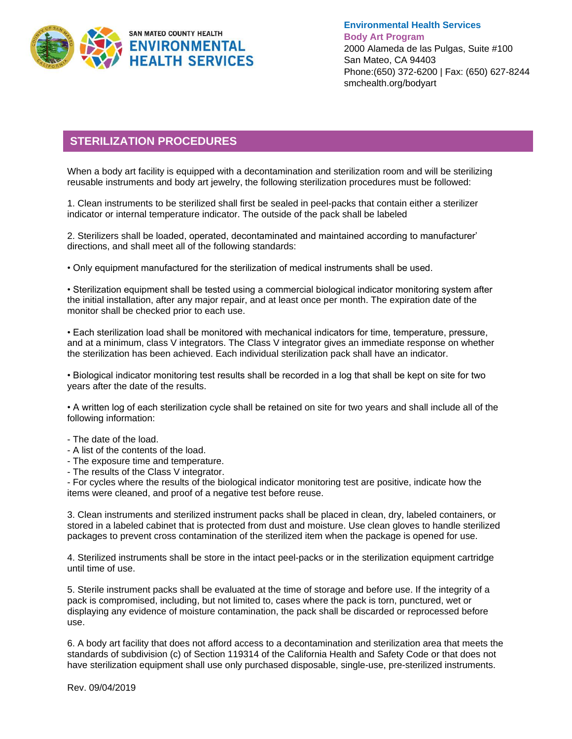San Mateo County Health Environmental Health Services

**Environmental Health Services**
**Body Art Program**
2000 Alameda de las Pulgas, Suite #100
San Mateo, CA 94403
Phone:(650) 372-6200 | Fax: (650) 627-8244
smchealth.org/bodyart

## STERILIZATION PROCEDURES

When a body art facility is equipped with a decontamination and sterilization room and will be sterilizing reusable instruments and body art jewelry, the following sterilization procedures must be followed:

1. Clean instruments to be sterilized shall first be sealed in peel-packs that contain either a sterilizer indicator or internal temperature indicator. The outside of the pack shall be labeled

2. Sterilizers shall be loaded, operated, decontaminated and maintained according to manufacturer' directions, and shall meet all of the following standards:

• Only equipment manufactured for the sterilization of medical instruments shall be used.

• Sterilization equipment shall be tested using a commercial biological indicator monitoring system after the initial installation, after any major repair, and at least once per month. The expiration date of the monitor shall be checked prior to each use.

• Each sterilization load shall be monitored with mechanical indicators for time, temperature, pressure, and at a minimum, class V integrators. The Class V integrator gives an immediate response on whether the sterilization has been achieved. Each individual sterilization pack shall have an indicator.

• Biological indicator monitoring test results shall be recorded in a log that shall be kept on site for two years after the date of the results.

• A written log of each sterilization cycle shall be retained on site for two years and shall include all of the following information:

- The date of the load.
- A list of the contents of the load.
- The exposure time and temperature.
- The results of the Class V integrator.
- For cycles where the results of the biological indicator monitoring test are positive, indicate how the items were cleaned, and proof of a negative test before reuse.

3. Clean instruments and sterilized instrument packs shall be placed in clean, dry, labeled containers, or stored in a labeled cabinet that is protected from dust and moisture. Use clean gloves to handle sterilized packages to prevent cross contamination of the sterilized item when the package is opened for use.

4. Sterilized instruments shall be store in the intact peel-packs or in the sterilization equipment cartridge until time of use.

5. Sterile instrument packs shall be evaluated at the time of storage and before use. If the integrity of a pack is compromised, including, but not limited to, cases where the pack is torn, punctured, wet or displaying any evidence of moisture contamination, the pack shall be discarded or reprocessed before use.

6. A body art facility that does not afford access to a decontamination and sterilization area that meets the standards of subdivision (c) of Section 119314 of the California Health and Safety Code or that does not have sterilization equipment shall use only purchased disposable, single-use, pre-sterilized instruments.

Rev. 09/04/2019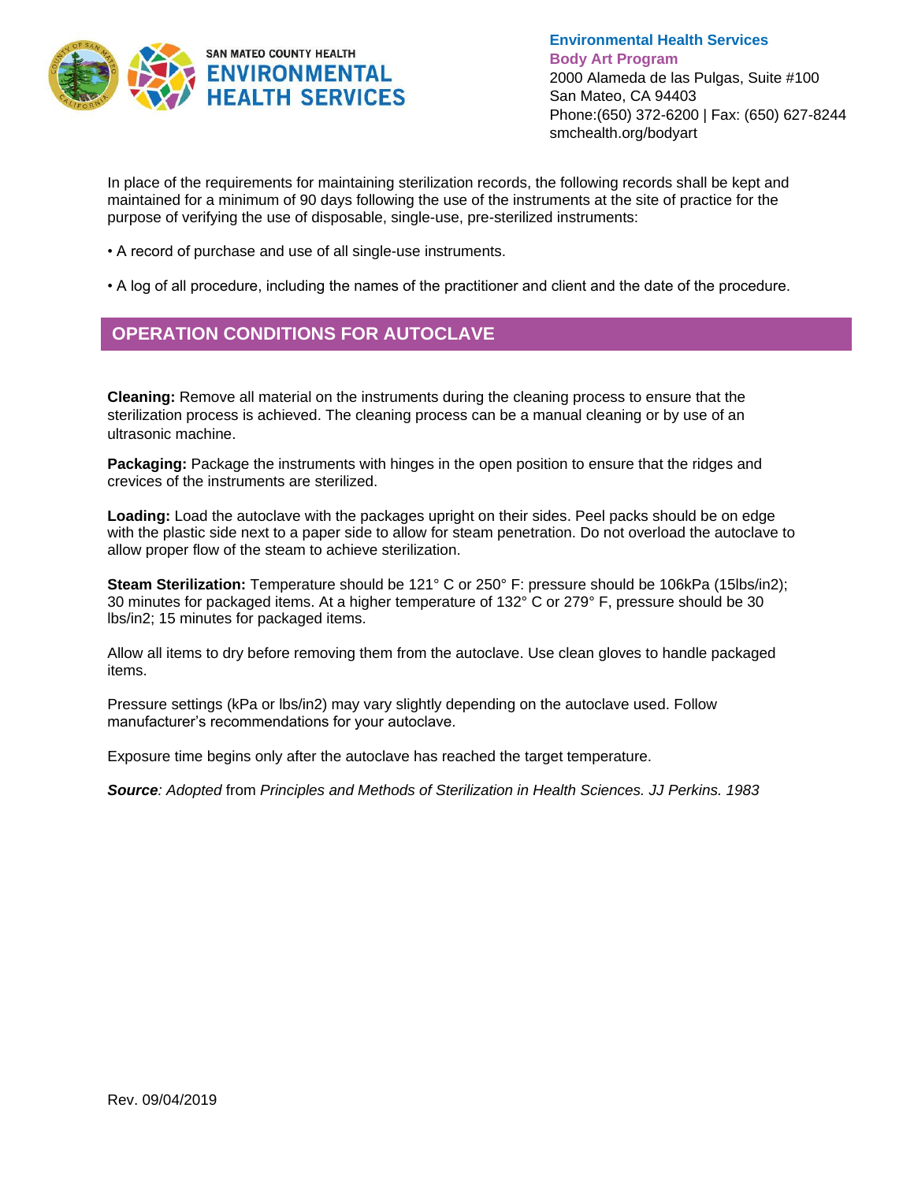In place of the requirements for maintaining sterilization records, the following records shall be kept and maintained for a minimum of 90 days following the use of the instruments at the site of practice for the purpose of verifying the use of disposable, single-use, pre-sterilized instruments:

- A record of purchase and use of all single-use instruments.
- A log of all procedure, including the names of the practitioner and client and the date of the procedure.

## OPERATION CONDITIONS FOR AUTOCLAVE

**Cleaning:** Remove all material on the instruments during the cleaning process to ensure that the sterilization process is achieved. The cleaning process can be a manual cleaning or by use of an ultrasonic machine.

**Packaging:** Package the instruments with hinges in the open position to ensure that the ridges and crevices of the instruments are sterilized.

**Loading:** Load the autoclave with the packages upright on their sides. Peel packs should be on edge with the plastic side next to a paper side to allow for steam penetration. Do not overload the autoclave to allow proper flow of the steam to achieve sterilization.

**Steam Sterilization:** Temperature should be 121° C or 250° F: pressure should be 106kPa (15lbs/in2); 30 minutes for packaged items. At a higher temperature of 132° C or 279° F, pressure should be 30 lbs/in2; 15 minutes for packaged items.

Allow all items to dry before removing them from the autoclave. Use clean gloves to handle packaged items.

Pressure settings (kPa or lbs/in2) may vary slightly depending on the autoclave used. Follow manufacturer's recommendations for your autoclave.

Exposure time begins only after the autoclave has reached the target temperature.

***Source**: Adopted* from *Principles and Methods of Sterilization in Health Sciences. JJ Perkins. 1983*

Rev. 09/04/2019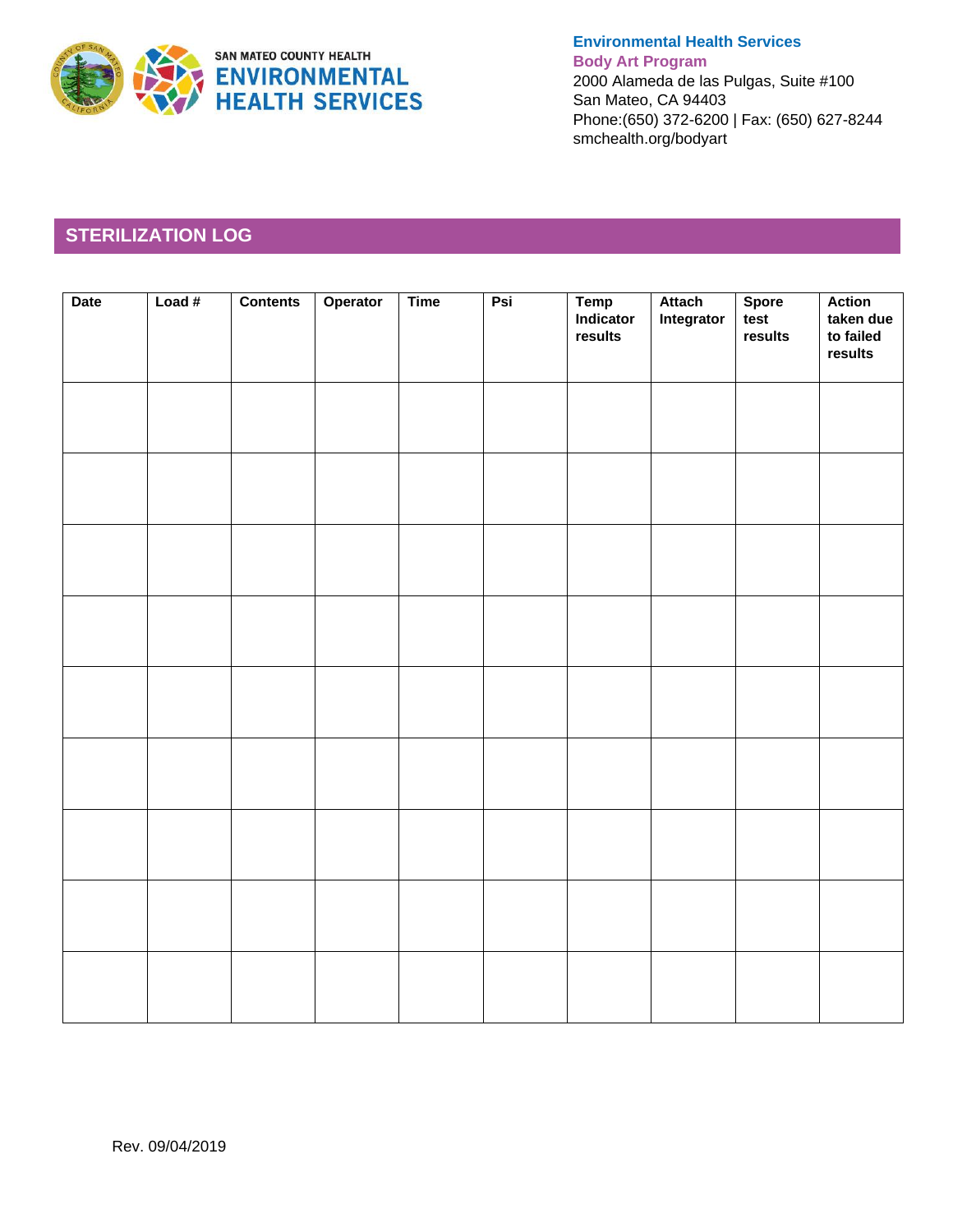SAN MATEO COUNTY HEALTH
ENVIRONMENTAL HEALTH SERVICES

**Environmental Health Services**
**Body Art Program**
2000 Alameda de las Pulgas, Suite #100
San Mateo, CA 94403
Phone:(650) 372-6200 | Fax: (650) 627-8244
smchealth.org/bodyart

## STERILIZATION LOG

| Date | Load # | Contents | Operator | Time | Psi | Temp Indicator results | Attach Integrator | Spore test results | Action taken due to failed results |
|---|---|---|---|---|---|---|---|---|---|
| | | | | | | | | | |
| | | | | | | | | | |
| | | | | | | | | | |
| | | | | | | | | | |
| | | | | | | | | | |
| | | | | | | | | | |
| | | | | | | | | | |
| | | | | | | | | | |
| | | | | | | | | | |

Rev. 09/04/2019